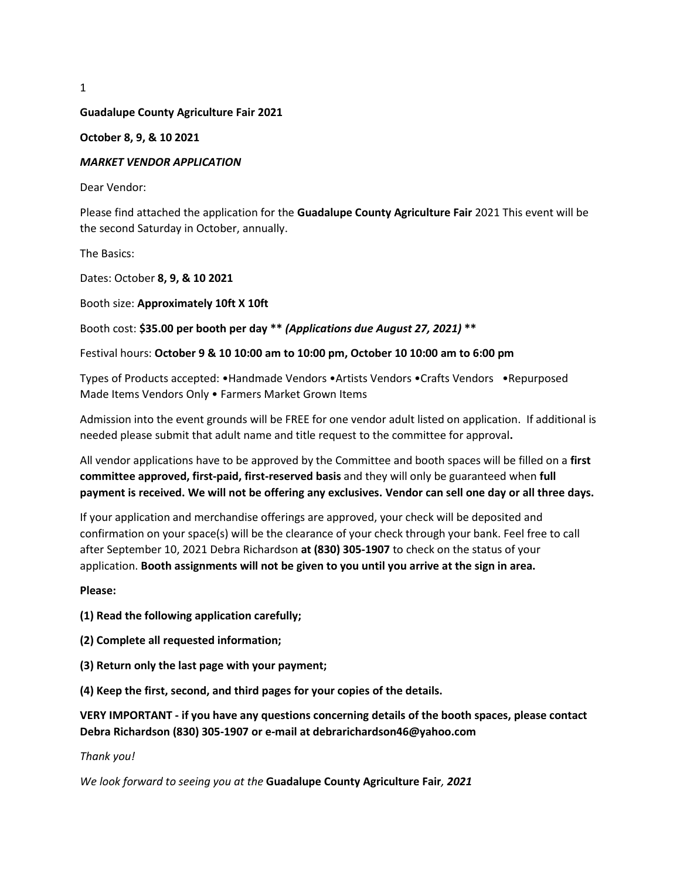**Guadalupe County Agriculture Fair 2021**

**October 8, 9, & 10 2021**

***MARKET VENDOR APPLICATION***

Dear Vendor:

Please find attached the application for the **Guadalupe County Agriculture Fair** 2021 This event will be the second Saturday in October, annually.

The Basics:

Dates: October **8, 9, & 10 2021**

Booth size: **Approximately 10ft X 10ft**

Booth cost: **$35.00 per booth per day ** *(Applications due August 27, 2021)* ****

Festival hours: **October 9 & 10 10:00 am to 10:00 pm, October 10 10:00 am to 6:00 pm**

Types of Products accepted: •Handmade Vendors •Artists Vendors •Crafts Vendors •Repurposed Made Items Vendors Only • Farmers Market Grown Items

Admission into the event grounds will be FREE for one vendor adult listed on application. If additional is needed please submit that adult name and title request to the committee for approval**.**

All vendor applications have to be approved by the Committee and booth spaces will be filled on a **first committee approved, first-paid, first-reserved basis** and they will only be guaranteed when **full payment is received. We will not be offering any exclusives. Vendor can sell one day or all three days.**

If your application and merchandise offerings are approved, your check will be deposited and confirmation on your space(s) will be the clearance of your check through your bank. Feel free to call after September 10, 2021 Debra Richardson **at (830) 305-1907** to check on the status of your application. **Booth assignments will not be given to you until you arrive at the sign in area.**

**Please:**

**(1) Read the following application carefully;**

**(2) Complete all requested information;**

**(3) Return only the last page with your payment;**

**(4) Keep the first, second, and third pages for your copies of the details.**

**VERY IMPORTANT - if you have any questions concerning details of the booth spaces, please contact Debra Richardson (830) 305-1907 or e-mail at debrarichardson46@yahoo.com**

*Thank you!*

*We look forward to seeing you at the* **Guadalupe County Agriculture Fair*, 2021***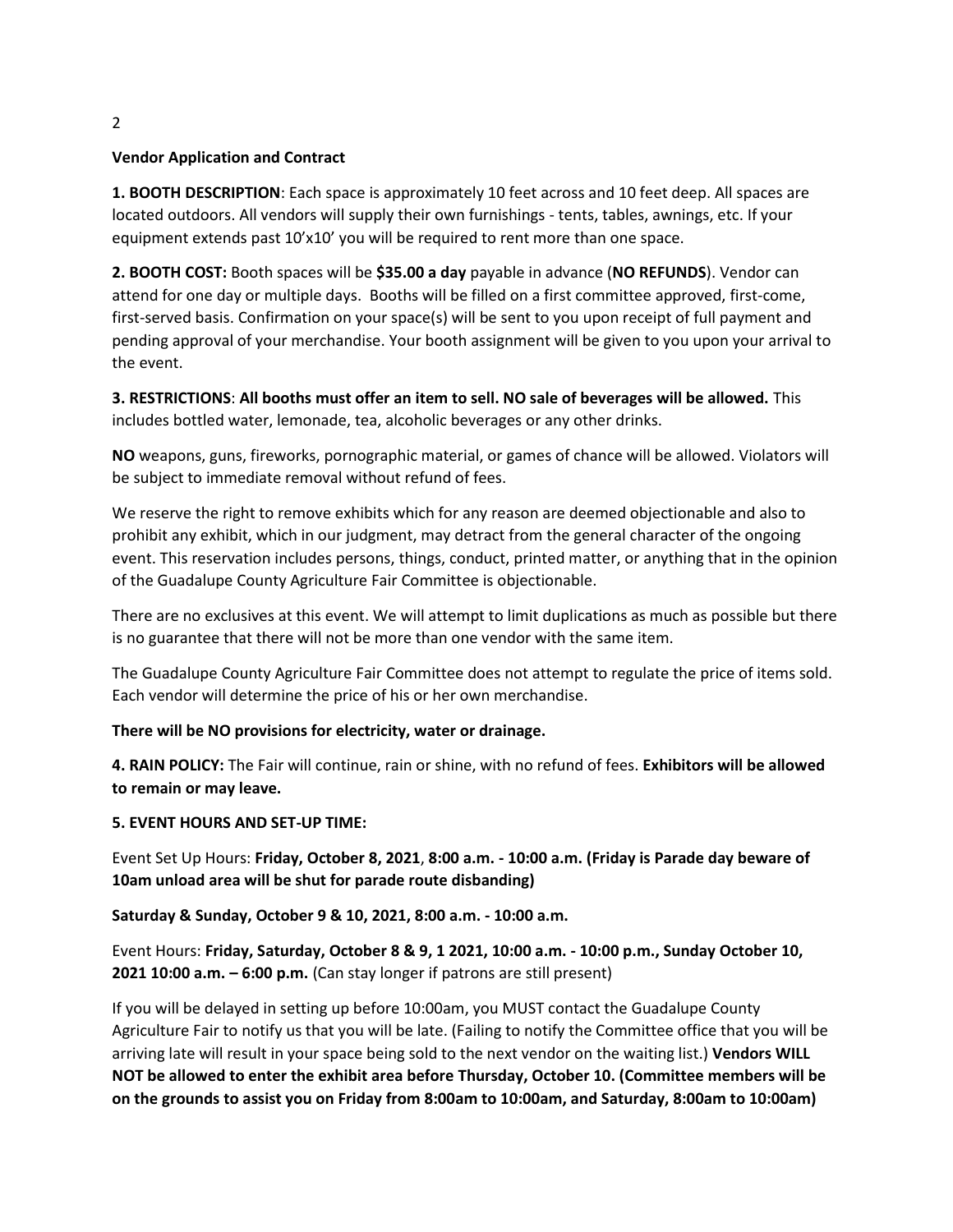**Vendor Application and Contract**

**1. BOOTH DESCRIPTION**: Each space is approximately 10 feet across and 10 feet deep. All spaces are located outdoors. All vendors will supply their own furnishings - tents, tables, awnings, etc. If your equipment extends past 10'x10' you will be required to rent more than one space.

**2. BOOTH COST:** Booth spaces will be **$35.00 a day** payable in advance (**NO REFUNDS**). Vendor can attend for one day or multiple days. Booths will be filled on a first committee approved, first-come, first-served basis. Confirmation on your space(s) will be sent to you upon receipt of full payment and pending approval of your merchandise. Your booth assignment will be given to you upon your arrival to the event.

**3. RESTRICTIONS**: **All booths must offer an item to sell. NO sale of beverages will be allowed.** This includes bottled water, lemonade, tea, alcoholic beverages or any other drinks.

**NO** weapons, guns, fireworks, pornographic material, or games of chance will be allowed. Violators will be subject to immediate removal without refund of fees.

We reserve the right to remove exhibits which for any reason are deemed objectionable and also to prohibit any exhibit, which in our judgment, may detract from the general character of the ongoing event. This reservation includes persons, things, conduct, printed matter, or anything that in the opinion of the Guadalupe County Agriculture Fair Committee is objectionable.

There are no exclusives at this event. We will attempt to limit duplications as much as possible but there is no guarantee that there will not be more than one vendor with the same item.

The Guadalupe County Agriculture Fair Committee does not attempt to regulate the price of items sold. Each vendor will determine the price of his or her own merchandise.

**There will be NO provisions for electricity, water or drainage.**

**4. RAIN POLICY:** The Fair will continue, rain or shine, with no refund of fees. **Exhibitors will be allowed to remain or may leave.**

**5. EVENT HOURS AND SET-UP TIME:**

Event Set Up Hours: **Friday, October 8, 2021**, **8:00 a.m. - 10:00 a.m. (Friday is Parade day beware of 10am unload area will be shut for parade route disbanding)**

**Saturday & Sunday, October 9 & 10, 2021, 8:00 a.m. - 10:00 a.m.**

Event Hours: **Friday, Saturday, October 8 & 9, 1 2021, 10:00 a.m. - 10:00 p.m., Sunday October 10, 2021 10:00 a.m. – 6:00 p.m.** (Can stay longer if patrons are still present)

If you will be delayed in setting up before 10:00am, you MUST contact the Guadalupe County Agriculture Fair to notify us that you will be late. (Failing to notify the Committee office that you will be arriving late will result in your space being sold to the next vendor on the waiting list.) **Vendors WILL NOT be allowed to enter the exhibit area before Thursday, October 10. (Committee members will be on the grounds to assist you on Friday from 8:00am to 10:00am, and Saturday, 8:00am to 10:00am)**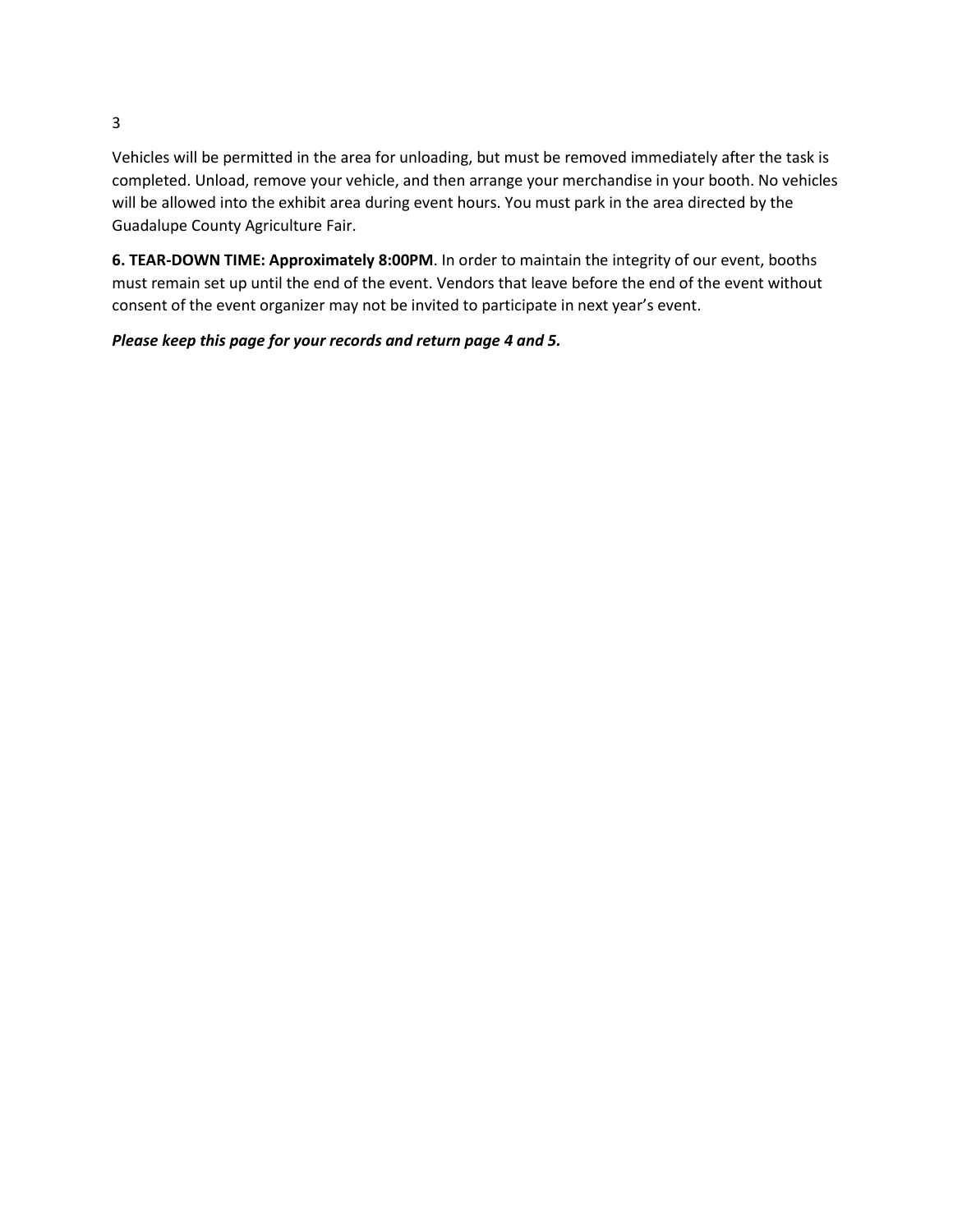Vehicles will be permitted in the area for unloading, but must be removed immediately after the task is completed. Unload, remove your vehicle, and then arrange your merchandise in your booth. No vehicles will be allowed into the exhibit area during event hours. You must park in the area directed by the Guadalupe County Agriculture Fair.

**6. TEAR-DOWN TIME: Approximately 8:00PM**. In order to maintain the integrity of our event, booths must remain set up until the end of the event. Vendors that leave before the end of the event without consent of the event organizer may not be invited to participate in next year's event.

***Please keep this page for your records and return page 4 and 5.***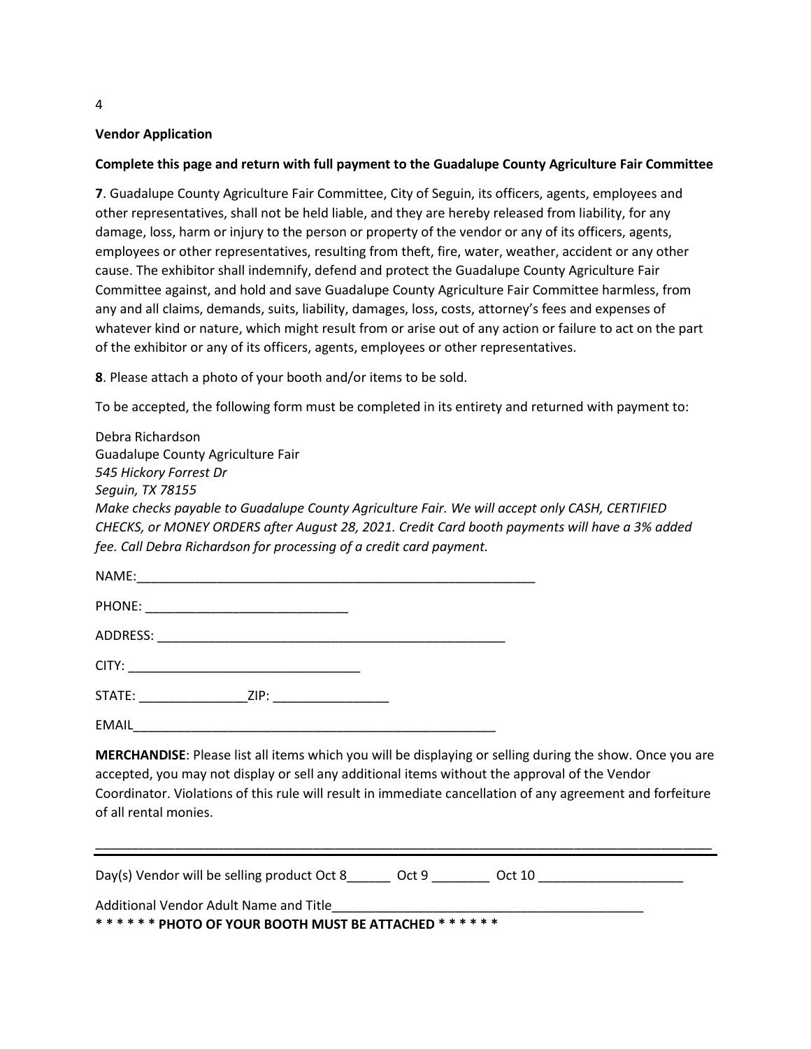**Vendor Application**

**Complete this page and return with full payment to the Guadalupe County Agriculture Fair Committee**

**7**. Guadalupe County Agriculture Fair Committee, City of Seguin, its officers, agents, employees and other representatives, shall not be held liable, and they are hereby released from liability, for any damage, loss, harm or injury to the person or property of the vendor or any of its officers, agents, employees or other representatives, resulting from theft, fire, water, weather, accident or any other cause. The exhibitor shall indemnify, defend and protect the Guadalupe County Agriculture Fair Committee against, and hold and save Guadalupe County Agriculture Fair Committee harmless, from any and all claims, demands, suits, liability, damages, loss, costs, attorney's fees and expenses of whatever kind or nature, which might result from or arise out of any action or failure to act on the part of the exhibitor or any of its officers, agents, employees or other representatives.

**8**. Please attach a photo of your booth and/or items to be sold.

To be accepted, the following form must be completed in its entirety and returned with payment to:

Debra Richardson
Guadalupe County Agriculture Fair
*545 Hickory Forrest Dr*
*Seguin, TX 78155*
*Make checks payable to Guadalupe County Agriculture Fair. We will accept only CASH, CERTIFIED CHECKS, or MONEY ORDERS after August 28, 2021. Credit Card booth payments will have a 3% added fee. Call Debra Richardson for processing of a credit card payment.*

NAME:_________________________________________________________

PHONE: ___________________________

ADDRESS: _________________________________________________

CITY: _______________________________

STATE: _______________ZIP: ________________

EMAIL_____________________________________________________

**MERCHANDISE**: Please list all items which you will be displaying or selling during the show. Once you are accepted, you may not display or sell any additional items without the approval of the Vendor Coordinator. Violations of this rule will result in immediate cancellation of any agreement and forfeiture of all rental monies.

_____________________________________________________________________________________

Day(s) Vendor will be selling product Oct 8______ Oct 9 ________ Oct 10 ____________________

Additional Vendor Adult Name and Title___________________________________________

**\* \* \* \* \* \* PHOTO OF YOUR BOOTH MUST BE ATTACHED \* \* \* \* \* \***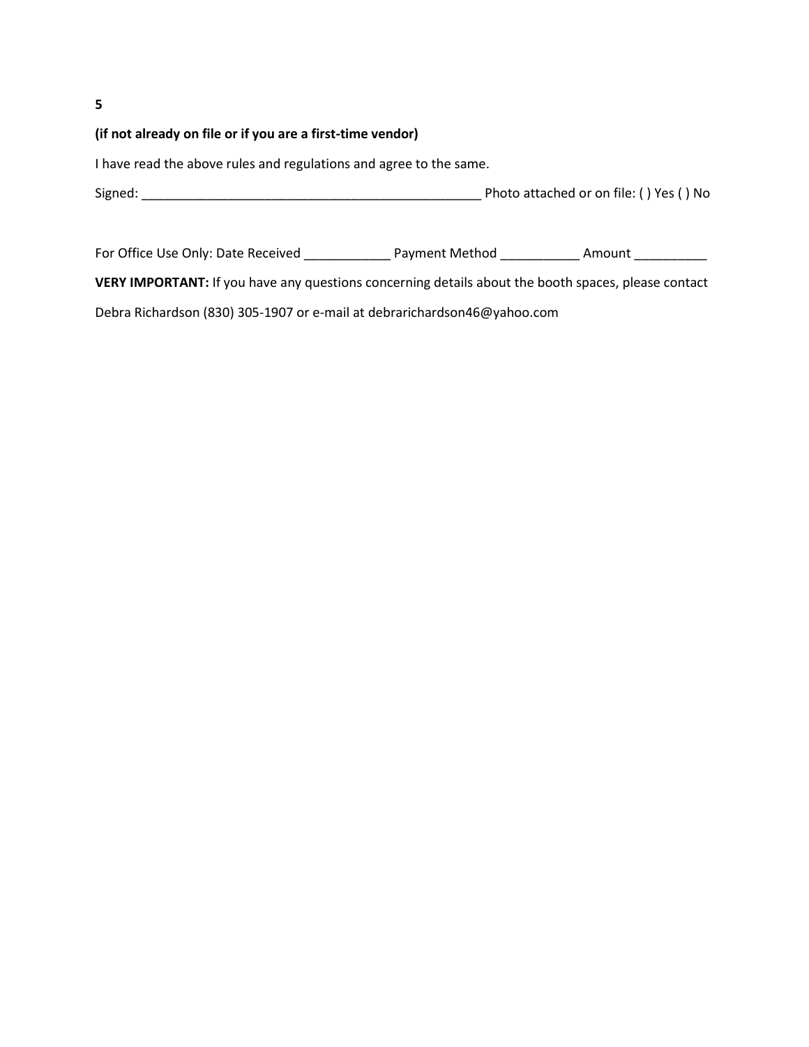**(if not already on file or if you are a first-time vendor)**

I have read the above rules and regulations and agree to the same.

Signed: _______________________________________________ Photo attached or on file: ( ) Yes ( ) No

For Office Use Only: Date Received ____________ Payment Method ___________ Amount __________

**VERY IMPORTANT:** If you have any questions concerning details about the booth spaces, please contact Debra Richardson (830) 305-1907 or e-mail at debrarichardson46@yahoo.com